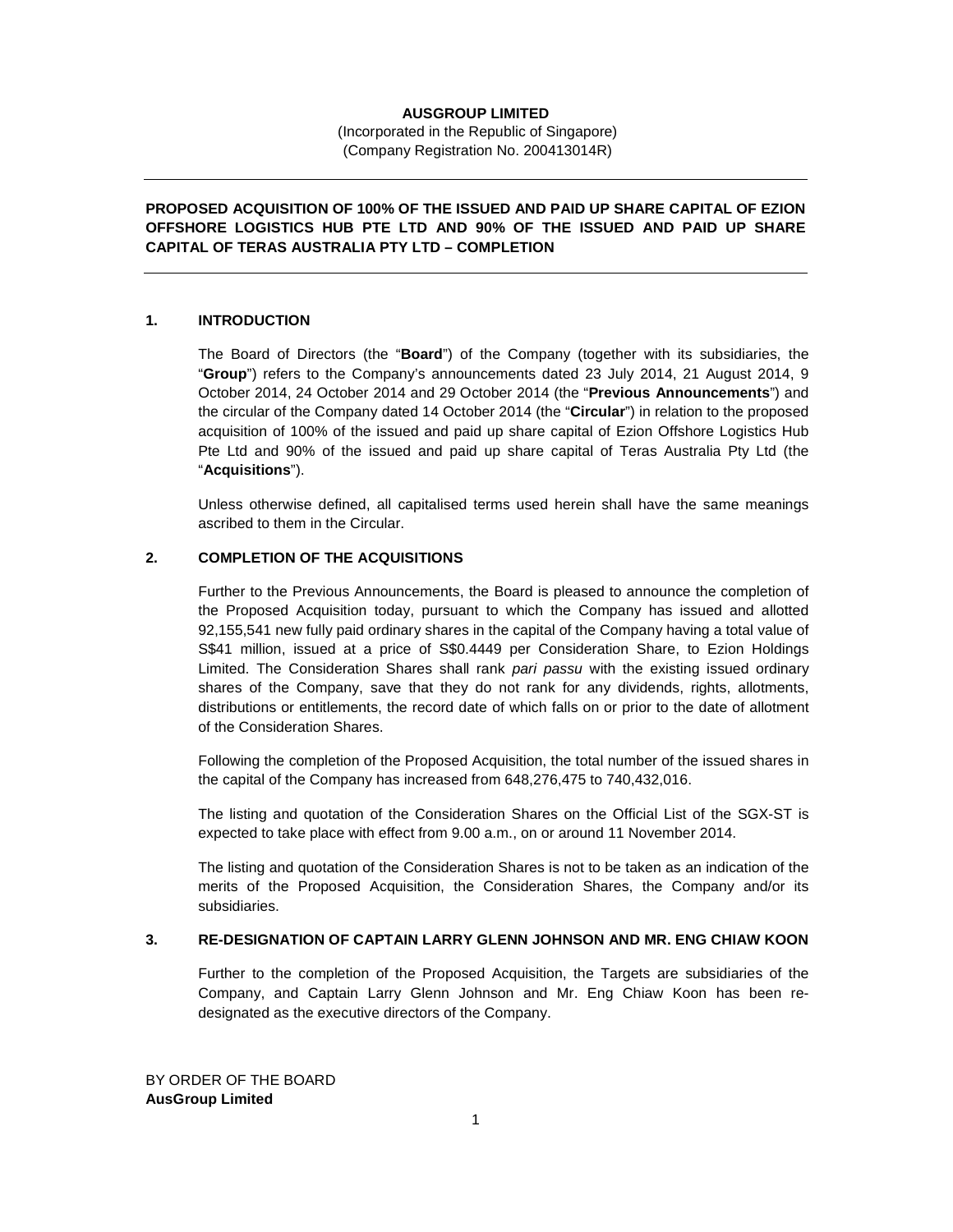**AUSGROUP LIMITED**
(Incorporated in the Republic of Singapore)
(Company Registration No. 200413014R)

---

**PROPOSED ACQUISITION OF 100% OF THE ISSUED AND PAID UP SHARE CAPITAL OF EZION OFFSHORE LOGISTICS HUB PTE LTD AND 90% OF THE ISSUED AND PAID UP SHARE CAPITAL OF TERAS AUSTRALIA PTY LTD – COMPLETION**

---

## 1. INTRODUCTION

The Board of Directors (the "**Board**") of the Company (together with its subsidiaries, the "**Group**") refers to the Company's announcements dated 23 July 2014, 21 August 2014, 9 October 2014, 24 October 2014 and 29 October 2014 (the "**Previous Announcements**") and the circular of the Company dated 14 October 2014 (the "**Circular**") in relation to the proposed acquisition of 100% of the issued and paid up share capital of Ezion Offshore Logistics Hub Pte Ltd and 90% of the issued and paid up share capital of Teras Australia Pty Ltd (the "**Acquisitions**").

Unless otherwise defined, all capitalised terms used herein shall have the same meanings ascribed to them in the Circular.

## 2. COMPLETION OF THE ACQUISITIONS

Further to the Previous Announcements, the Board is pleased to announce the completion of the Proposed Acquisition today, pursuant to which the Company has issued and allotted 92,155,541 new fully paid ordinary shares in the capital of the Company having a total value of S$41 million, issued at a price of S$0.4449 per Consideration Share, to Ezion Holdings Limited. The Consideration Shares shall rank *pari passu* with the existing issued ordinary shares of the Company, save that they do not rank for any dividends, rights, allotments, distributions or entitlements, the record date of which falls on or prior to the date of allotment of the Consideration Shares.

Following the completion of the Proposed Acquisition, the total number of the issued shares in the capital of the Company has increased from 648,276,475 to 740,432,016.

The listing and quotation of the Consideration Shares on the Official List of the SGX-ST is expected to take place with effect from 9.00 a.m., on or around 11 November 2014.

The listing and quotation of the Consideration Shares is not to be taken as an indication of the merits of the Proposed Acquisition, the Consideration Shares, the Company and/or its subsidiaries.

## 3. RE-DESIGNATION OF CAPTAIN LARRY GLENN JOHNSON AND MR. ENG CHIAW KOON

Further to the completion of the Proposed Acquisition, the Targets are subsidiaries of the Company, and Captain Larry Glenn Johnson and Mr. Eng Chiaw Koon has been re-designated as the executive directors of the Company.

BY ORDER OF THE BOARD
**AusGroup Limited**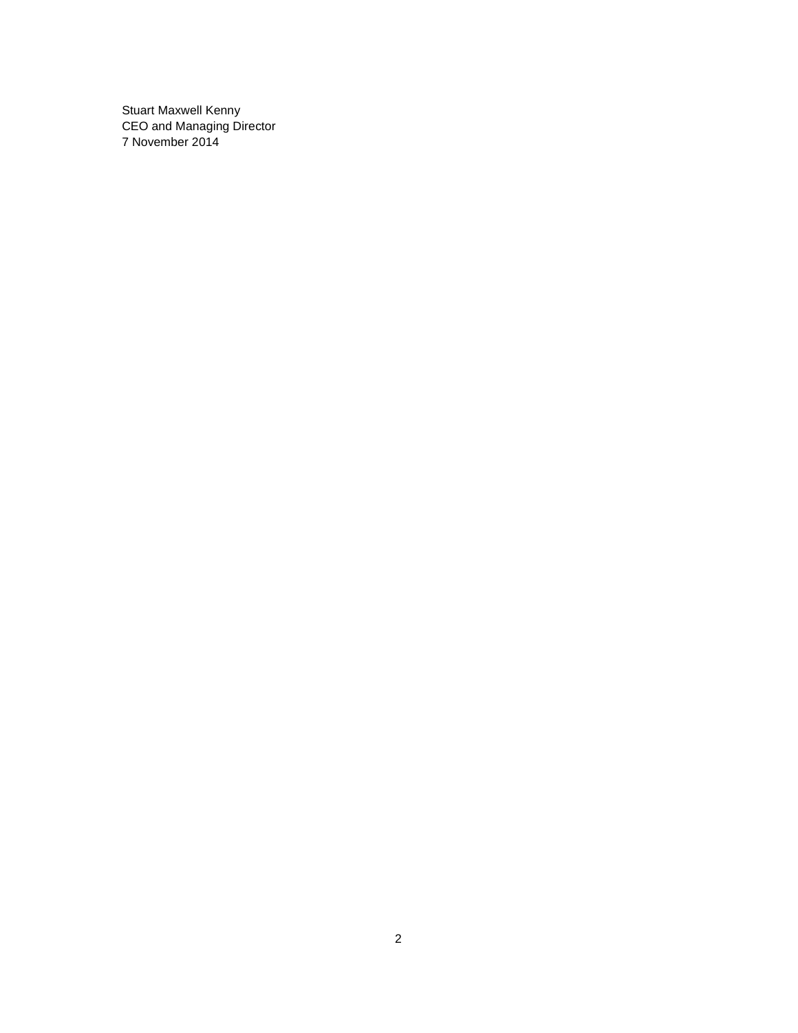Stuart Maxwell Kenny
CEO and Managing Director
7 November 2014